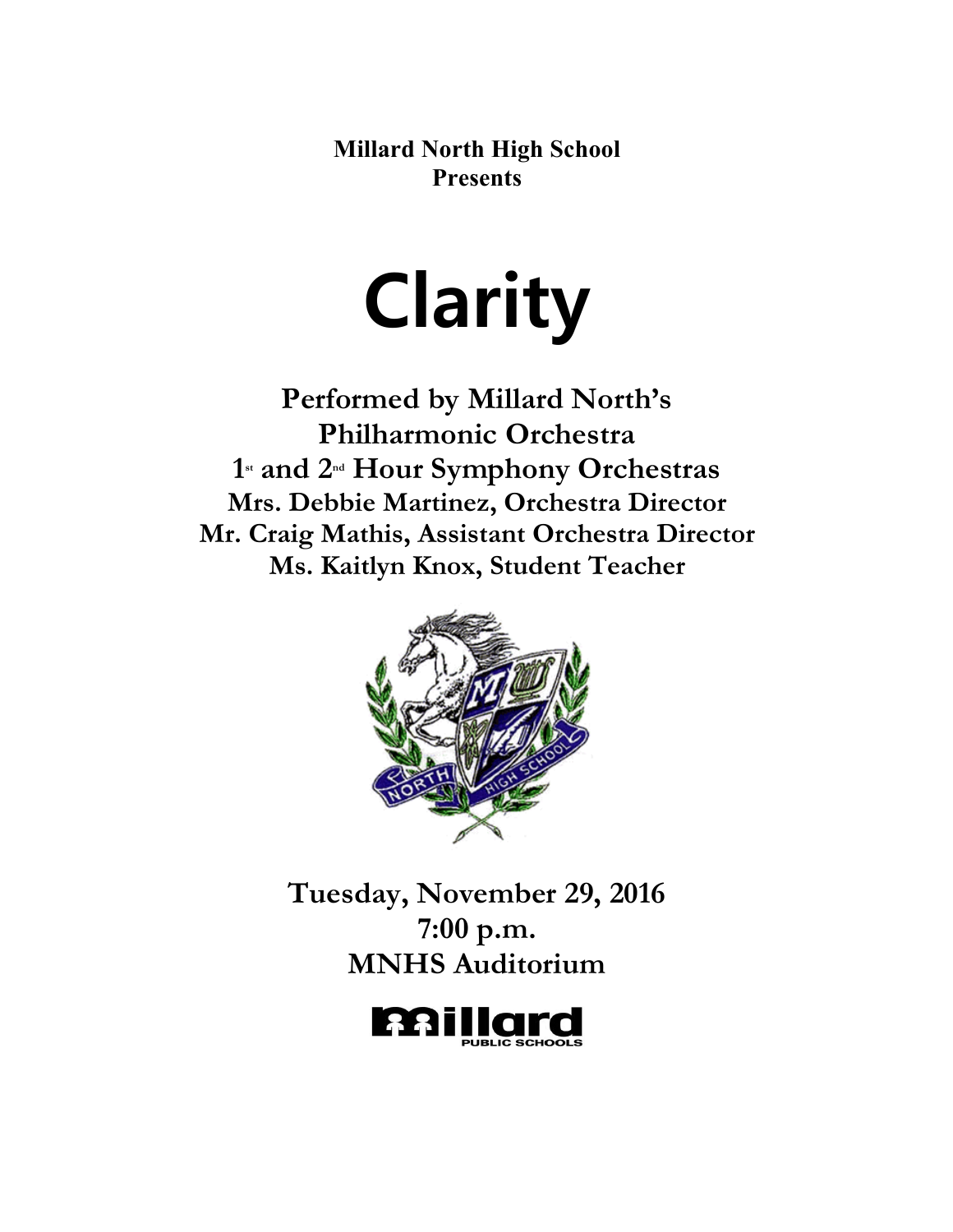**Millard North High School**
**Presents**

# Clarity

**Performed by Millard North's**
**Philharmonic Orchestra**
**1st and 2nd Hour Symphony Orchestras**
**Mrs. Debbie Martinez, Orchestra Director**
**Mr. Craig Mathis, Assistant Orchestra Director**
**Ms. Kaitlyn Knox, Student Teacher**

**Tuesday, November 29, 2016**
**7:00 p.m.**
**MNHS Auditorium**

Millard PUBLIC SCHOOLS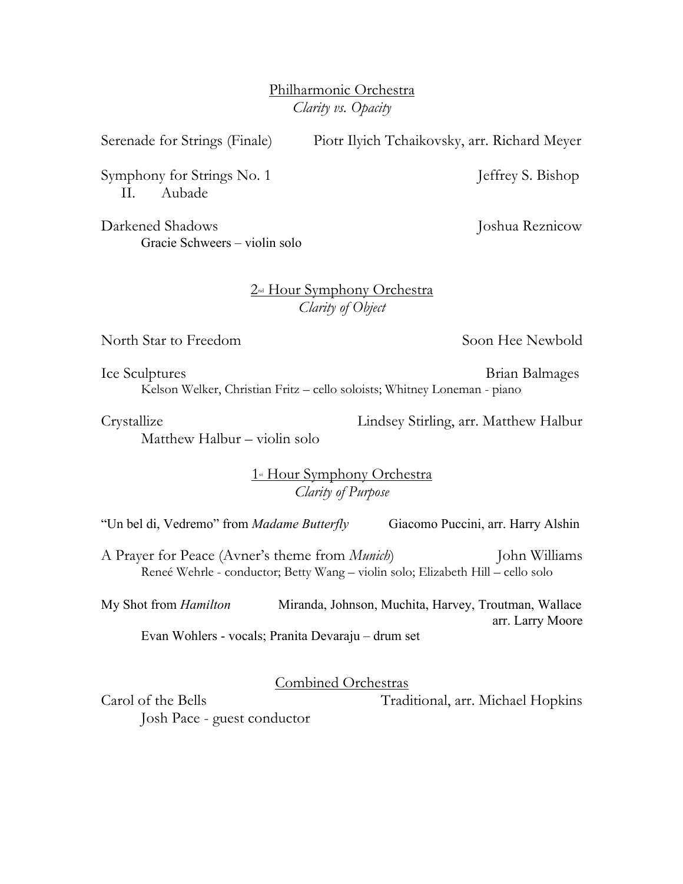## Philharmonic Orchestra

*Clarity vs. Opacity*

Serenade for Strings (Finale) — Piotr Ilyich Tchaikovsky, arr. Richard Meyer

Symphony for Strings No. 1 — Jeffrey S. Bishop
  II. Aubade

Darkened Shadows — Joshua Reznicow
  Gracie Schweers – violin solo

## 2nd Hour Symphony Orchestra

*Clarity of Object*

North Star to Freedom — Soon Hee Newbold

Ice Sculptures — Brian Balmages
  Kelson Welker, Christian Fritz – cello soloists; Whitney Loneman - piano

Crystallize — Lindsey Stirling, arr. Matthew Halbur
  Matthew Halbur – violin solo

## 1st Hour Symphony Orchestra

*Clarity of Purpose*

"Un bel di, Vedremo" from *Madame Butterfly* — Giacomo Puccini, arr. Harry Alshin

A Prayer for Peace (Avner's theme from *Munich*) — John Williams
  Reneé Wehrle - conductor; Betty Wang – violin solo; Elizabeth Hill – cello solo

My Shot from *Hamilton* — Miranda, Johnson, Muchita, Harvey, Troutman, Wallace arr. Larry Moore
  Evan Wohlers - vocals; Pranita Devaraju – drum set

## Combined Orchestras

Carol of the Bells — Traditional, arr. Michael Hopkins
  Josh Pace - guest conductor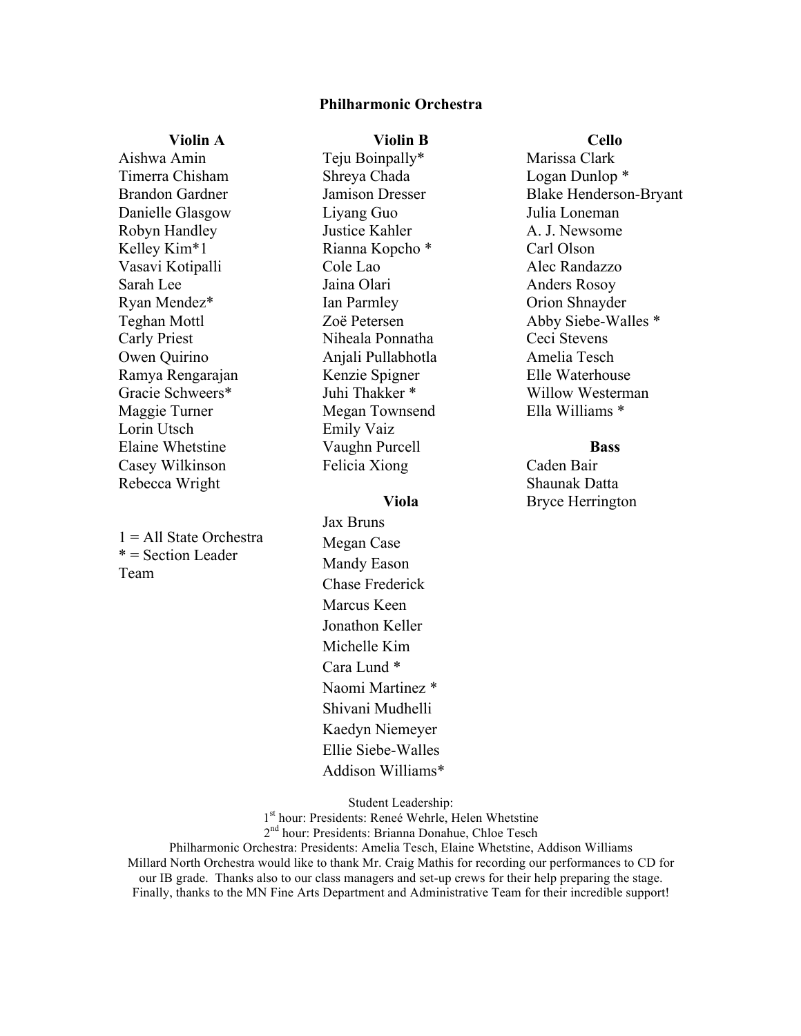# Philharmonic Orchestra

### Violin A

Aishwa Amin
Timerra Chisham
Brandon Gardner
Danielle Glasgow
Robyn Handley
Kelley Kim*1
Vasavi Kotipalli
Sarah Lee
Ryan Mendez*
Teghan Mottl
Carly Priest
Owen Quirino
Ramya Rengarajan
Gracie Schweers*
Maggie Turner
Lorin Utsch
Elaine Whetstine
Casey Wilkinson
Rebecca Wright

1 = All State Orchestra
* = Section Leader Team

### Violin B

Teju Boinpally*
Shreya Chada
Jamison Dresser
Liyang Guo
Justice Kahler
Rianna Kopcho *
Cole Lao
Jaina Olari
Ian Parmley
Zoë Petersen
Niheala Ponnatha
Anjali Pullabhotla
Kenzie Spigner
Juhi Thakker *
Megan Townsend
Emily Vaiz
Vaughn Purcell
Felicia Xiong

### Viola

Jax Bruns
Megan Case
Mandy Eason
Chase Frederick
Marcus Keen
Jonathon Keller
Michelle Kim
Cara Lund *
Naomi Martinez *
Shivani Mudhelli
Kaedyn Niemeyer
Ellie Siebe-Walles
Addison Williams*

### Cello

Marissa Clark
Logan Dunlop *
Blake Henderson-Bryant
Julia Loneman
A. J. Newsome
Carl Olson
Alec Randazzo
Anders Rosoy
Orion Shnayder
Abby Siebe-Walles *
Ceci Stevens
Amelia Tesch
Elle Waterhouse
Willow Westerman
Ella Williams *

### Bass

Caden Bair
Shaunak Datta
Bryce Herrington

Student Leadership:
1st hour: Presidents: Reneé Wehrle, Helen Whetstine
2nd hour: Presidents: Brianna Donahue, Chloe Tesch
Philharmonic Orchestra: Presidents: Amelia Tesch, Elaine Whetstine, Addison Williams
Millard North Orchestra would like to thank Mr. Craig Mathis for recording our performances to CD for our IB grade. Thanks also to our class managers and set-up crews for their help preparing the stage. Finally, thanks to the MN Fine Arts Department and Administrative Team for their incredible support!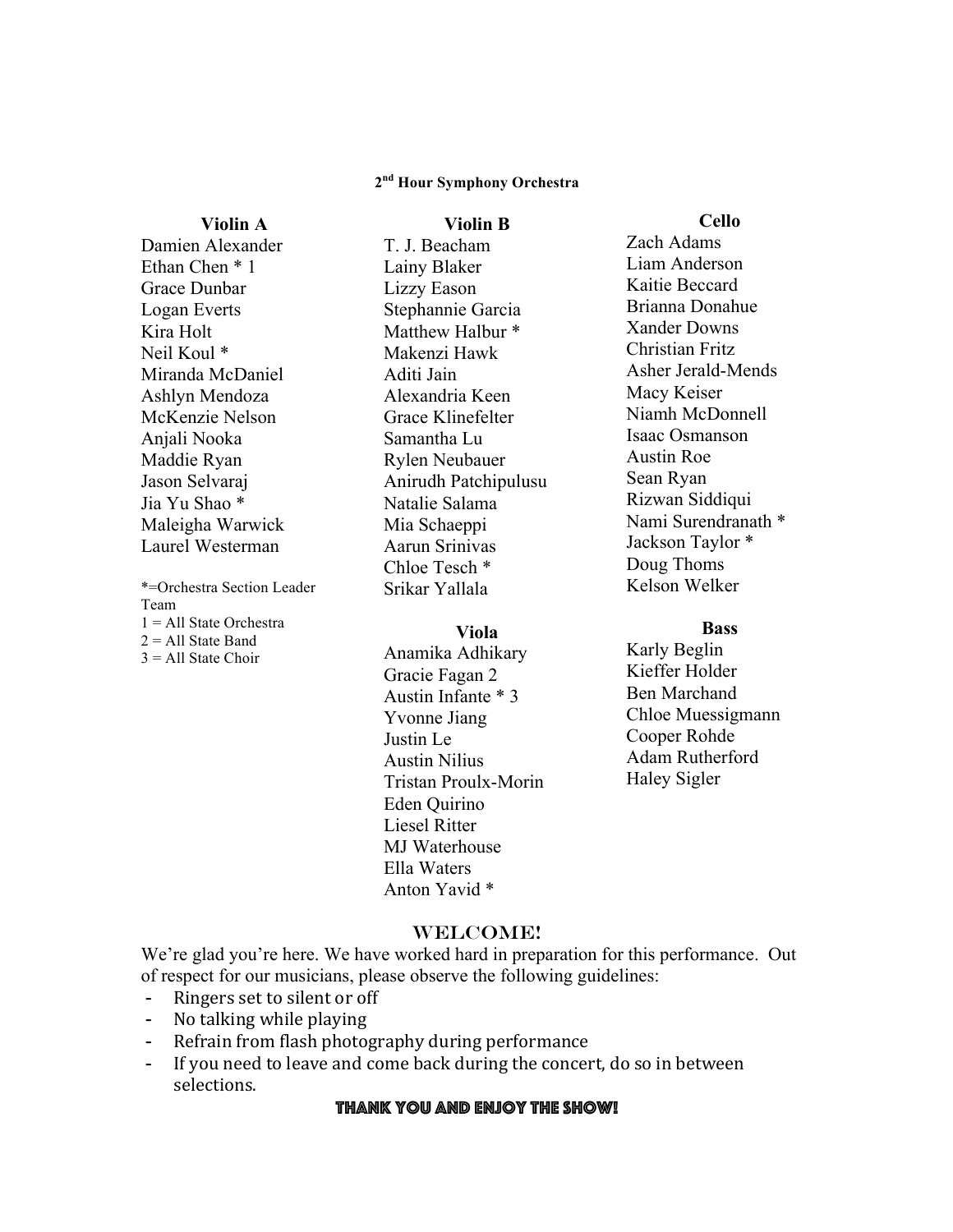### 2nd Hour Symphony Orchestra

**Violin A**

Damien Alexander
Ethan Chen * 1
Grace Dunbar
Logan Everts
Kira Holt
Neil Koul *
Miranda McDaniel
Ashlyn Mendoza
McKenzie Nelson
Anjali Nooka
Maddie Ryan
Jason Selvaraj
Jia Yu Shao *
Maleigha Warwick
Laurel Westerman

*=Orchestra Section Leader Team
1 = All State Orchestra
2 = All State Band
3 = All State Choir

**Violin B**

T. J. Beacham
Lainy Blaker
Lizzy Eason
Stephannie Garcia
Matthew Halbur *
Makenzi Hawk
Aditi Jain
Alexandria Keen
Grace Klinefelter
Samantha Lu
Rylen Neubauer
Anirudh Patchipulusu
Natalie Salama
Mia Schaeppi
Aarun Srinivas
Chloe Tesch *
Srikar Yallala

**Viola**

Anamika Adhikary
Gracie Fagan 2
Austin Infante * 3
Yvonne Jiang
Justin Le
Austin Nilius
Tristan Proulx-Morin
Eden Quirino
Liesel Ritter
MJ Waterhouse
Ella Waters
Anton Yavid *

**Cello**

Zach Adams
Liam Anderson
Kaitie Beccard
Brianna Donahue
Xander Downs
Christian Fritz
Asher Jerald-Mends
Macy Keiser
Niamh McDonnell
Isaac Osmanson
Austin Roe
Sean Ryan
Rizwan Siddiqui
Nami Surendranath *
Jackson Taylor *
Doug Thoms
Kelson Welker

**Bass**

Karly Beglin
Kieffer Holder
Ben Marchand
Chloe Muessigmann
Cooper Rohde
Adam Rutherford
Haley Sigler

## WELCOME!

We're glad you're here. We have worked hard in preparation for this performance. Out of respect for our musicians, please observe the following guidelines:

- Ringers set to silent or off
- No talking while playing
- Refrain from flash photography during performance
- If you need to leave and come back during the concert, do so in between selections.

**THANK YOU AND ENJOY THE SHOW!**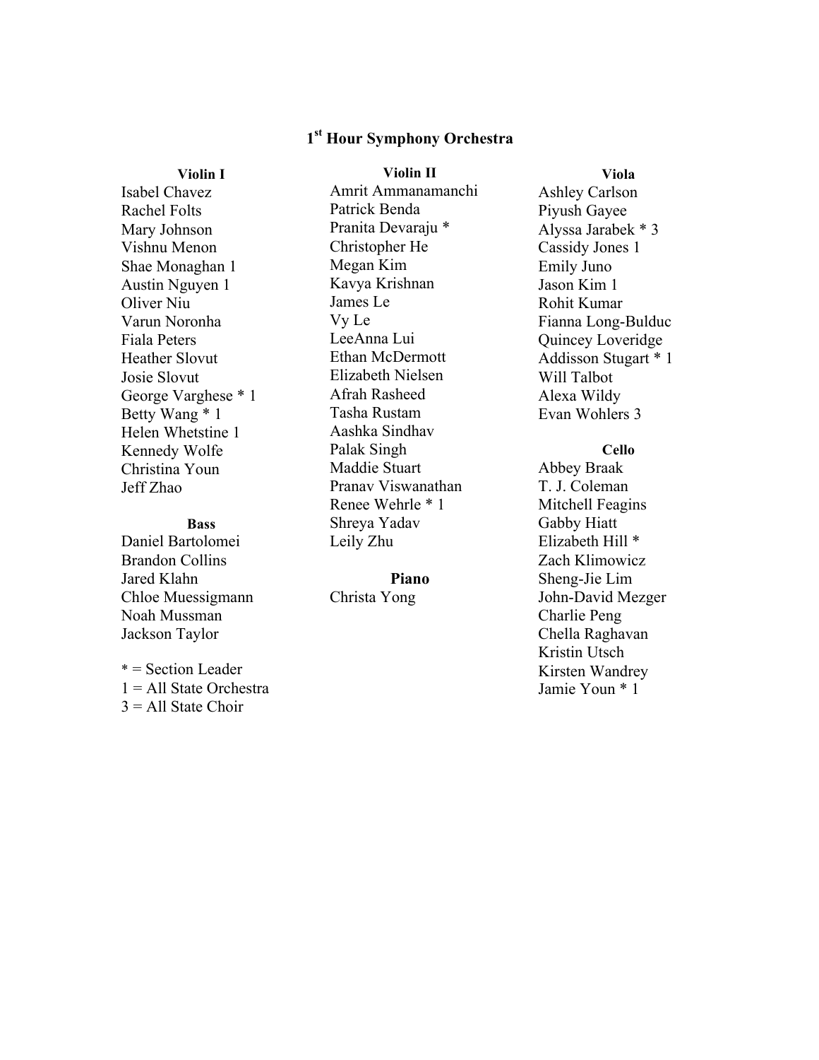# 1st Hour Symphony Orchestra

**Violin I**

Isabel Chavez
Rachel Folts
Mary Johnson
Vishnu Menon
Shae Monaghan 1
Austin Nguyen 1
Oliver Niu
Varun Noronha
Fiala Peters
Heather Slovut
Josie Slovut
George Varghese * 1
Betty Wang * 1
Helen Whetstine 1
Kennedy Wolfe
Christina Youn
Jeff Zhao

**Bass**

Daniel Bartolomei
Brandon Collins
Jared Klahn
Chloe Muessigmann
Noah Mussman
Jackson Taylor

* = Section Leader
1 = All State Orchestra
3 = All State Choir

**Violin II**

Amrit Ammanamanchi
Patrick Benda
Pranita Devaraju *
Christopher He
Megan Kim
Kavya Krishnan
James Le
Vy Le
LeeAnna Lui
Ethan McDermott
Elizabeth Nielsen
Afrah Rasheed
Tasha Rustam
Aashka Sindhav
Palak Singh
Maddie Stuart
Pranav Viswanathan
Renee Wehrle * 1
Shreya Yadav
Leily Zhu

**Piano**

Christa Yong

**Viola**

Ashley Carlson
Piyush Gayee
Alyssa Jarabek * 3
Cassidy Jones 1
Emily Juno
Jason Kim 1
Rohit Kumar
Fianna Long-Bulduc
Quincey Loveridge
Addisson Stugart * 1
Will Talbot
Alexa Wildy
Evan Wohlers 3

**Cello**

Abbey Braak
T. J. Coleman
Mitchell Feagins
Gabby Hiatt
Elizabeth Hill *
Zach Klimowicz
Sheng-Jie Lim
John-David Mezger
Charlie Peng
Chella Raghavan
Kristin Utsch
Kirsten Wandrey
Jamie Youn * 1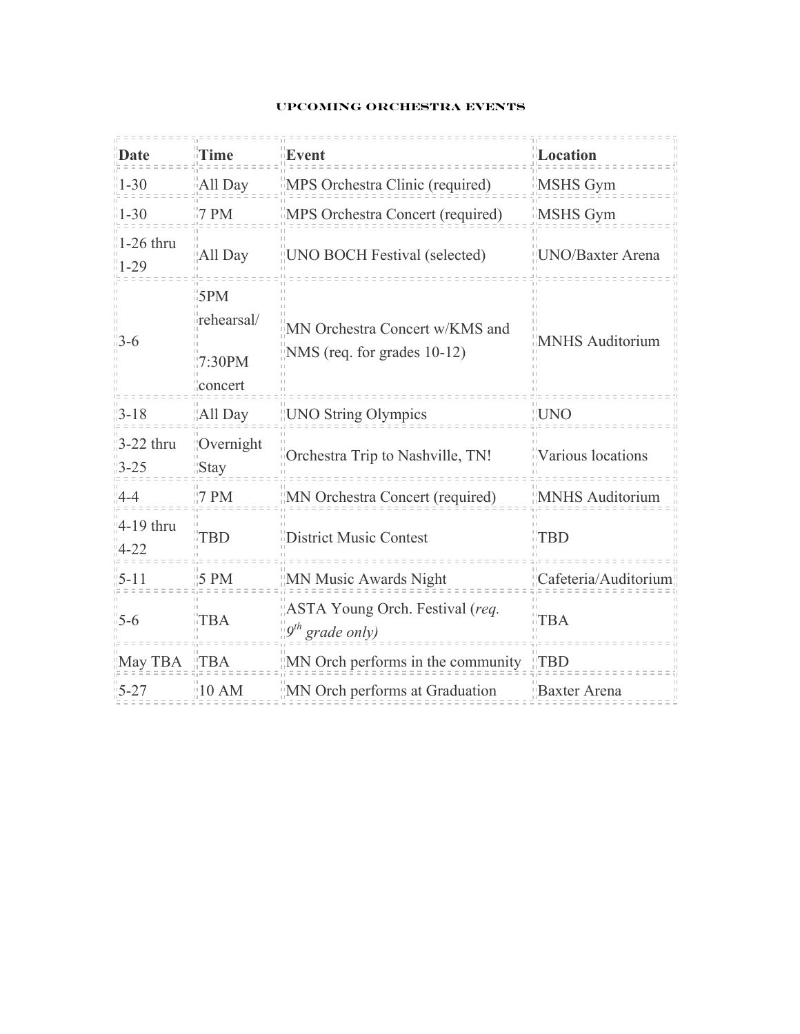## UPCOMING ORCHESTRA EVENTS

| Date | Time | Event | Location |
|---|---|---|---|
| 1-30 | All Day | MPS Orchestra Clinic (required) | MSHS Gym |
| 1-30 | 7 PM | MPS Orchestra Concert (required) | MSHS Gym |
| 1-26 thru 1-29 | All Day | UNO BOCH Festival (selected) | UNO/Baxter Arena |
| 3-6 | 5PM rehearsal/ 7:30PM concert | MN Orchestra Concert w/KMS and NMS (req. for grades 10-12) | MNHS Auditorium |
| 3-18 | All Day | UNO String Olympics | UNO |
| 3-22 thru 3-25 | Overnight Stay | Orchestra Trip to Nashville, TN! | Various locations |
| 4-4 | 7 PM | MN Orchestra Concert (required) | MNHS Auditorium |
| 4-19 thru 4-22 | TBD | District Music Contest | TBD |
| 5-11 | 5 PM | MN Music Awards Night | Cafeteria/Auditorium |
| 5-6 | TBA | ASTA Young Orch. Festival (*req. 9th grade only)* | TBA |
| May TBA | TBA | MN Orch performs in the community | TBD |
| 5-27 | 10 AM | MN Orch performs at Graduation | Baxter Arena |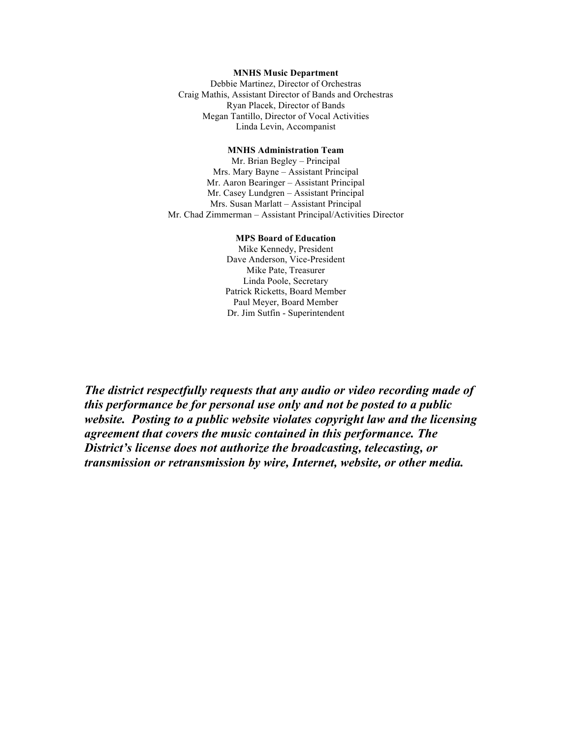**MNHS Music Department**

Debbie Martinez, Director of Orchestras
Craig Mathis, Assistant Director of Bands and Orchestras
Ryan Placek, Director of Bands
Megan Tantillo, Director of Vocal Activities
Linda Levin, Accompanist

**MNHS Administration Team**

Mr. Brian Begley – Principal
Mrs. Mary Bayne – Assistant Principal
Mr. Aaron Bearinger – Assistant Principal
Mr. Casey Lundgren – Assistant Principal
Mrs. Susan Marlatt – Assistant Principal
Mr. Chad Zimmerman – Assistant Principal/Activities Director

**MPS Board of Education**

Mike Kennedy, President
Dave Anderson, Vice-President
Mike Pate, Treasurer
Linda Poole, Secretary
Patrick Ricketts, Board Member
Paul Meyer, Board Member
Dr. Jim Sutfin - Superintendent

***The district respectfully requests that any audio or video recording made of this performance be for personal use only and not be posted to a public website. Posting to a public website violates copyright law and the licensing agreement that covers the music contained in this performance. The District's license does not authorize the broadcasting, telecasting, or transmission or retransmission by wire, Internet, website, or other media.***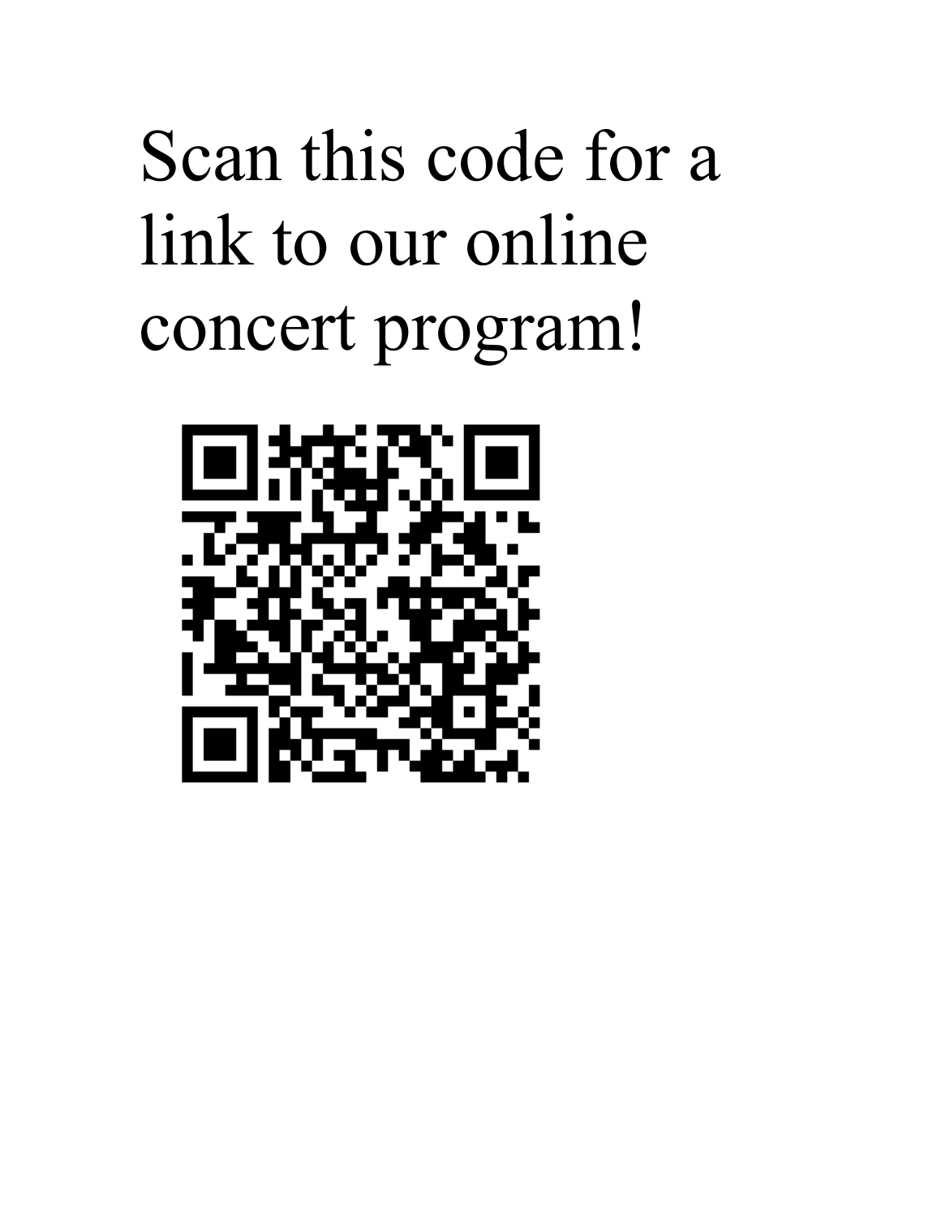Scan this code for a link to our online concert program!